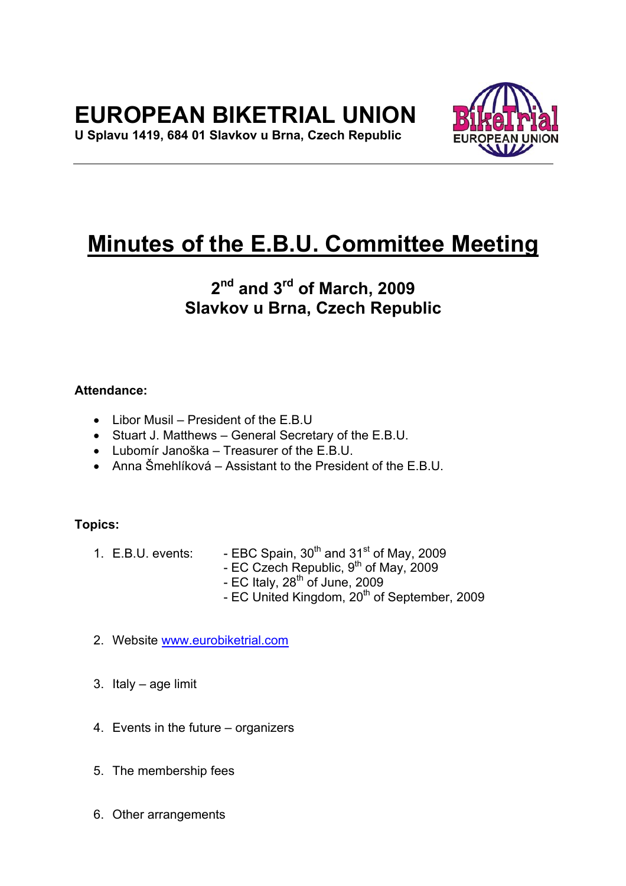# EUROPEAN BIKETRIAL UNION

**U Splavu 1419, 684 01 Slavkov u Brna, Czech Republic**

---

# Minutes of the E.B.U. Committee Meeting

## 2nd and 3rd of March, 2009
## Slavkov u Brna, Czech Republic

**Attendance:**

- Libor Musil – President of the E.B.U
- Stuart J. Matthews – General Secretary of the E.B.U.
- Lubomír Janoška – Treasurer of the E.B.U.
- Anna Šmehlíková – Assistant to the President of the E.B.U.

**Topics:**

1. E.B.U. events:
   - EBC Spain, 30th and 31st of May, 2009
   - EC Czech Republic, 9th of May, 2009
   - EC Italy, 28th of June, 2009
   - EC United Kingdom, 20th of September, 2009
2. Website www.eurobiketrial.com
3. Italy – age limit
4. Events in the future – organizers
5. The membership fees
6. Other arrangements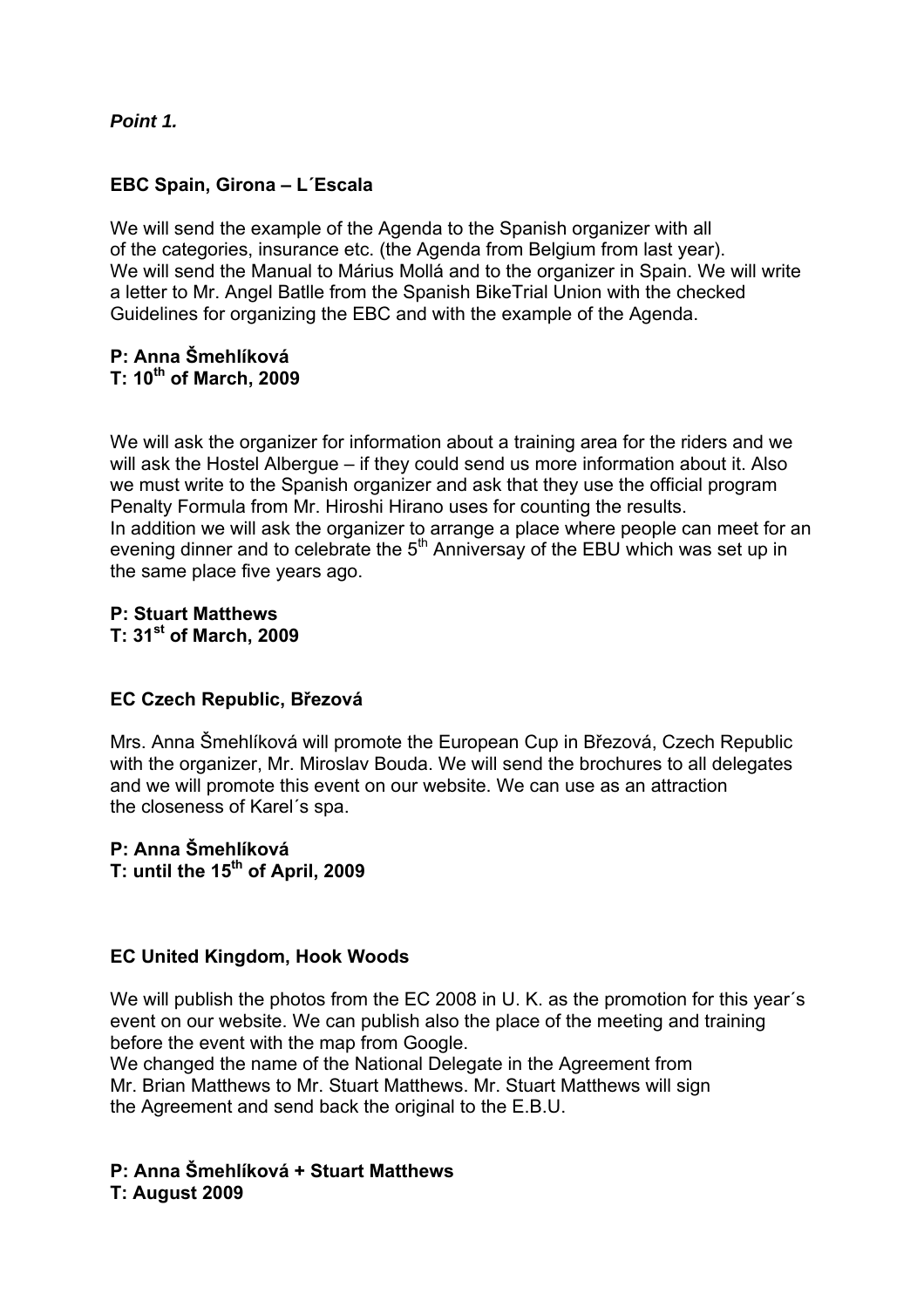***Point 1.***

**EBC Spain, Girona – L´Escala**

We will send the example of the Agenda to the Spanish organizer with all of the categories, insurance etc. (the Agenda from Belgium from last year). We will send the Manual to Márius Mollá and to the organizer in Spain. We will write a letter to Mr. Angel Batlle from the Spanish BikeTrial Union with the checked Guidelines for organizing the EBC and with the example of the Agenda.

**P: Anna Šmehlíková**
**T: 10th of March, 2009**

We will ask the organizer for information about a training area for the riders and we will ask the Hostel Albergue – if they could send us more information about it. Also we must write to the Spanish organizer and ask that they use the official program Penalty Formula from Mr. Hiroshi Hirano uses for counting the results. In addition we will ask the organizer to arrange a place where people can meet for an evening dinner and to celebrate the 5th Anniversay of the EBU which was set up in the same place five years ago.

**P: Stuart Matthews**
**T: 31st of March, 2009**

**EC Czech Republic, Březová**

Mrs. Anna Šmehlíková will promote the European Cup in Březová, Czech Republic with the organizer, Mr. Miroslav Bouda. We will send the brochures to all delegates and we will promote this event on our website. We can use as an attraction the closeness of Karel´s spa.

**P: Anna Šmehlíková**
**T: until the 15th of April, 2009**

**EC United Kingdom, Hook Woods**

We will publish the photos from the EC 2008 in U. K. as the promotion for this year´s event on our website. We can publish also the place of the meeting and training before the event with the map from Google.
We changed the name of the National Delegate in the Agreement from Mr. Brian Matthews to Mr. Stuart Matthews. Mr. Stuart Matthews will sign the Agreement and send back the original to the E.B.U.

**P: Anna Šmehlíková + Stuart Matthews**
**T: August 2009**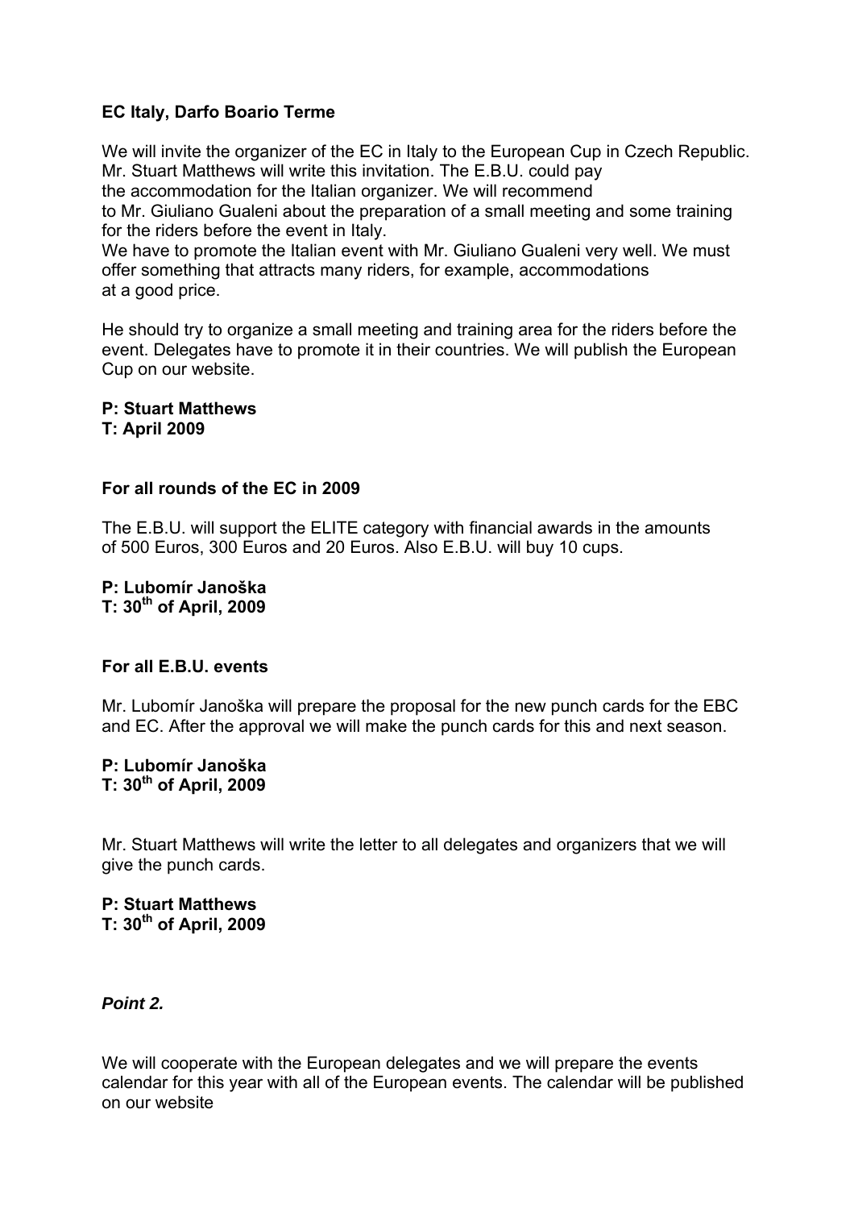**EC Italy, Darfo Boario Terme**

We will invite the organizer of the EC in Italy to the European Cup in Czech Republic. Mr. Stuart Matthews will write this invitation. The E.B.U. could pay the accommodation for the Italian organizer. We will recommend to Mr. Giuliano Gualeni about the preparation of a small meeting and some training for the riders before the event in Italy.
We have to promote the Italian event with Mr. Giuliano Gualeni very well. We must offer something that attracts many riders, for example, accommodations at a good price.

He should try to organize a small meeting and training area for the riders before the event. Delegates have to promote it in their countries. We will publish the European Cup on our website.

**P: Stuart Matthews**
**T: April 2009**

**For all rounds of the EC in 2009**

The E.B.U. will support the ELITE category with financial awards in the amounts of 500 Euros, 300 Euros and 20 Euros. Also E.B.U. will buy 10 cups.

**P: Lubomír Janoška**
**T: 30th of April, 2009**

**For all E.B.U. events**

Mr. Lubomír Janoška will prepare the proposal for the new punch cards for the EBC and EC. After the approval we will make the punch cards for this and next season.

**P: Lubomír Janoška**
**T: 30th of April, 2009**

Mr. Stuart Matthews will write the letter to all delegates and organizers that we will give the punch cards.

**P: Stuart Matthews**
**T: 30th of April, 2009**

***Point 2.***

We will cooperate with the European delegates and we will prepare the events calendar for this year with all of the European events. The calendar will be published on our website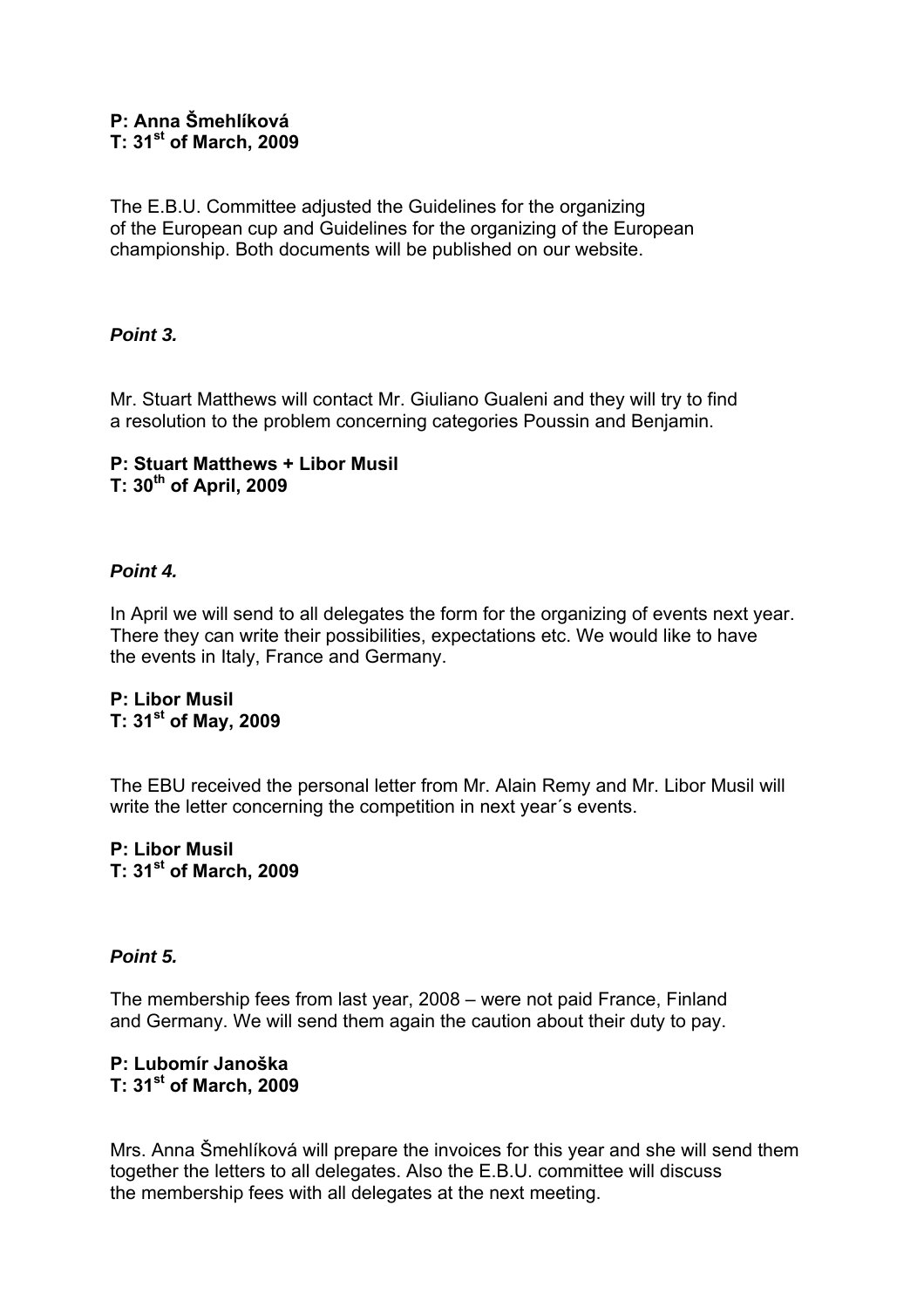**P: Anna Šmehlíková**
**T: 31st of March, 2009**

The E.B.U. Committee adjusted the Guidelines for the organizing of the European cup and Guidelines for the organizing of the European championship. Both documents will be published on our website.

***Point 3.***

Mr. Stuart Matthews will contact Mr. Giuliano Gualeni and they will try to find a resolution to the problem concerning categories Poussin and Benjamin.

**P: Stuart Matthews + Libor Musil**
**T: 30th of April, 2009**

***Point 4.***

In April we will send to all delegates the form for the organizing of events next year. There they can write their possibilities, expectations etc. We would like to have the events in Italy, France and Germany.

**P: Libor Musil**
**T: 31st of May, 2009**

The EBU received the personal letter from Mr. Alain Remy and Mr. Libor Musil will write the letter concerning the competition in next year´s events.

**P: Libor Musil**
**T: 31st of March, 2009**

***Point 5.***

The membership fees from last year, 2008 – were not paid France, Finland and Germany. We will send them again the caution about their duty to pay.

**P: Lubomír Janoška**
**T: 31st of March, 2009**

Mrs. Anna Šmehlíková will prepare the invoices for this year and she will send them together the letters to all delegates. Also the E.B.U. committee will discuss the membership fees with all delegates at the next meeting.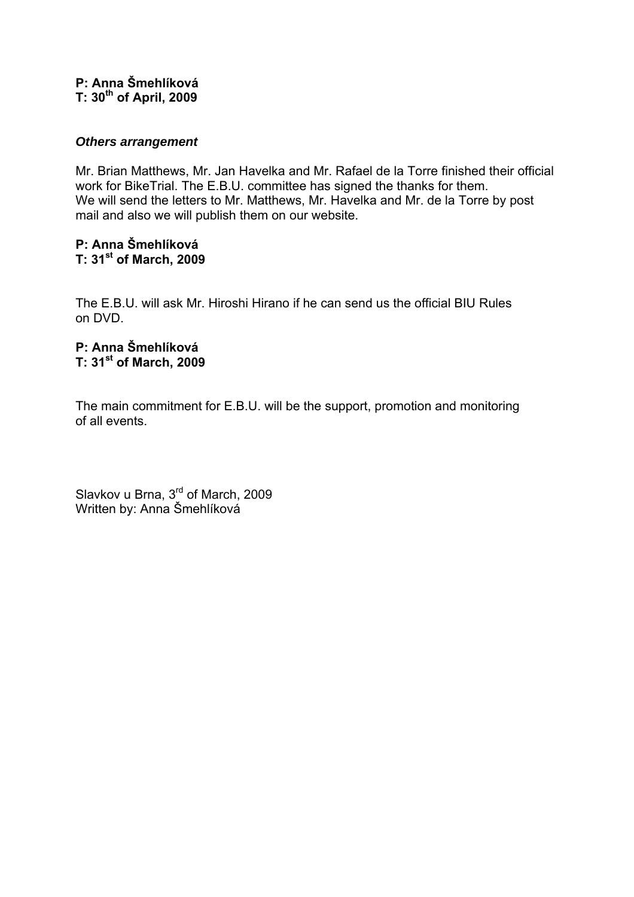**P: Anna Šmehlíková**
**T: 30th of April, 2009**

***Others arrangement***

Mr. Brian Matthews, Mr. Jan Havelka and Mr. Rafael de la Torre finished their official work for BikeTrial. The E.B.U. committee has signed the thanks for them.
We will send the letters to Mr. Matthews, Mr. Havelka and Mr. de la Torre by post mail and also we will publish them on our website.

**P: Anna Šmehlíková**
**T: 31st of March, 2009**

The E.B.U. will ask Mr. Hiroshi Hirano if he can send us the official BIU Rules on DVD.

**P: Anna Šmehlíková**
**T: 31st of March, 2009**

The main commitment for E.B.U. will be the support, promotion and monitoring of all events.

Slavkov u Brna, 3rd of March, 2009
Written by: Anna Šmehlíková